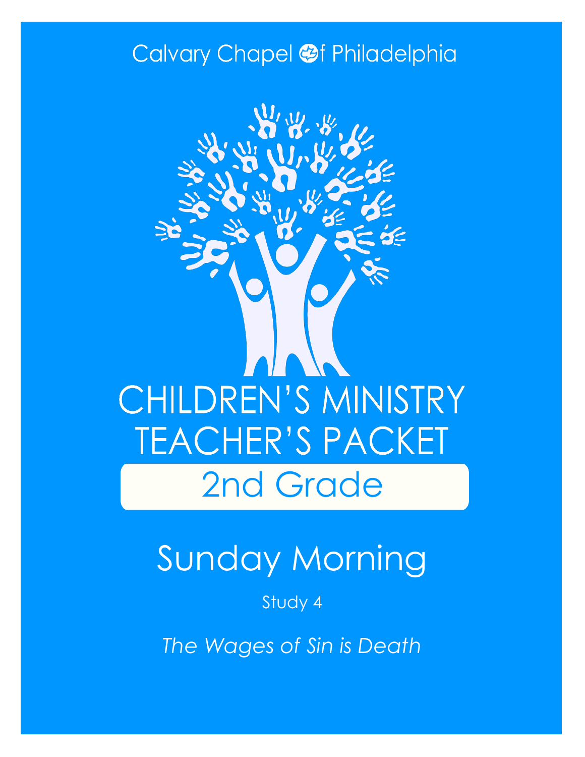Calvary Chapel of Philadelphia

# CHILDREN'S MINISTRY TEACHER'S PACKET

## 2nd Grade

# Sunday Morning

Study 4

*The Wages of Sin is Death*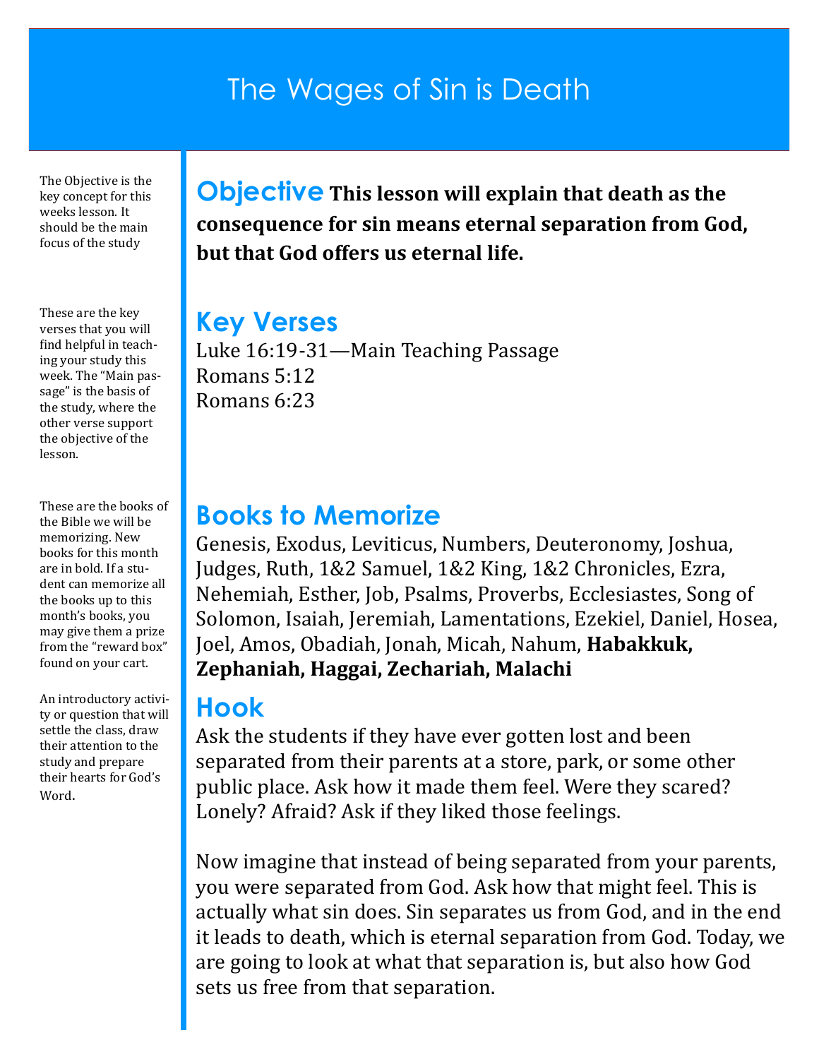# The Wages of Sin is Death

The Objective is the key concept for this weeks lesson. It should be the main focus of the study

## Objective

**This lesson will explain that death as the consequence for sin means eternal separation from God, but that God offers us eternal life.**

These are the key verses that you will find helpful in teaching your study this week. The "Main passage" is the basis of the study, where the other verse support the objective of the lesson.

## Key Verses

Luke 16:19-31—Main Teaching Passage
Romans 5:12
Romans 6:23

These are the books of the Bible we will be memorizing. New books for this month are in bold. If a student can memorize all the books up to this month's books, you may give them a prize from the "reward box" found on your cart.

## Books to Memorize

Genesis, Exodus, Leviticus, Numbers, Deuteronomy, Joshua, Judges, Ruth, 1&2 Samuel, 1&2 King, 1&2 Chronicles, Ezra, Nehemiah, Esther, Job, Psalms, Proverbs, Ecclesiastes, Song of Solomon, Isaiah, Jeremiah, Lamentations, Ezekiel, Daniel, Hosea, Joel, Amos, Obadiah, Jonah, Micah, Nahum, **Habakkuk, Zephaniah, Haggai, Zechariah, Malachi**

An introductory activity or question that will settle the class, draw their attention to the study and prepare their hearts for God's Word.

## Hook

Ask the students if they have ever gotten lost and been separated from their parents at a store, park, or some other public place. Ask how it made them feel. Were they scared? Lonely? Afraid? Ask if they liked those feelings.

Now imagine that instead of being separated from your parents, you were separated from God. Ask how that might feel. This is actually what sin does. Sin separates us from God, and in the end it leads to death, which is eternal separation from God. Today, we are going to look at what that separation is, but also how God sets us free from that separation.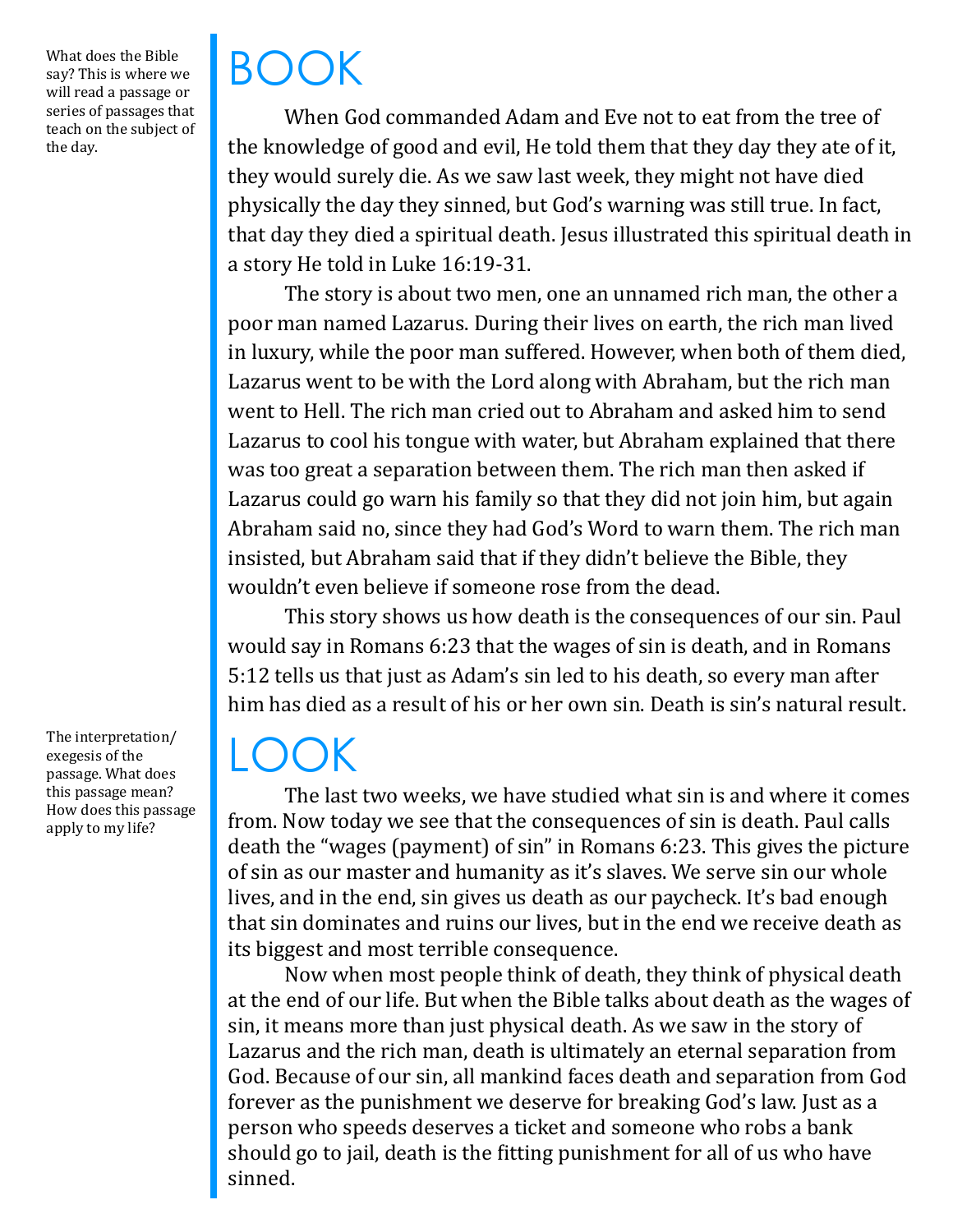What does the Bible say? This is where we will read a passage or series of passages that teach on the subject of the day.

# BOOK

When God commanded Adam and Eve not to eat from the tree of the knowledge of good and evil, He told them that they day they ate of it, they would surely die. As we saw last week, they might not have died physically the day they sinned, but God's warning was still true. In fact, that day they died a spiritual death. Jesus illustrated this spiritual death in a story He told in Luke 16:19-31.

The story is about two men, one an unnamed rich man, the other a poor man named Lazarus. During their lives on earth, the rich man lived in luxury, while the poor man suffered. However, when both of them died, Lazarus went to be with the Lord along with Abraham, but the rich man went to Hell. The rich man cried out to Abraham and asked him to send Lazarus to cool his tongue with water, but Abraham explained that there was too great a separation between them. The rich man then asked if Lazarus could go warn his family so that they did not join him, but again Abraham said no, since they had God's Word to warn them. The rich man insisted, but Abraham said that if they didn't believe the Bible, they wouldn't even believe if someone rose from the dead.

This story shows us how death is the consequences of our sin. Paul would say in Romans 6:23 that the wages of sin is death, and in Romans 5:12 tells us that just as Adam's sin led to his death, so every man after him has died as a result of his or her own sin. Death is sin's natural result.

The interpretation/exegesis of the passage. What does this passage mean? How does this passage apply to my life?

# LOOK

The last two weeks, we have studied what sin is and where it comes from. Now today we see that the consequences of sin is death. Paul calls death the "wages (payment) of sin" in Romans 6:23. This gives the picture of sin as our master and humanity as it's slaves. We serve sin our whole lives, and in the end, sin gives us death as our paycheck. It's bad enough that sin dominates and ruins our lives, but in the end we receive death as its biggest and most terrible consequence.

Now when most people think of death, they think of physical death at the end of our life. But when the Bible talks about death as the wages of sin, it means more than just physical death. As we saw in the story of Lazarus and the rich man, death is ultimately an eternal separation from God. Because of our sin, all mankind faces death and separation from God forever as the punishment we deserve for breaking God's law. Just as a person who speeds deserves a ticket and someone who robs a bank should go to jail, death is the fitting punishment for all of us who have sinned.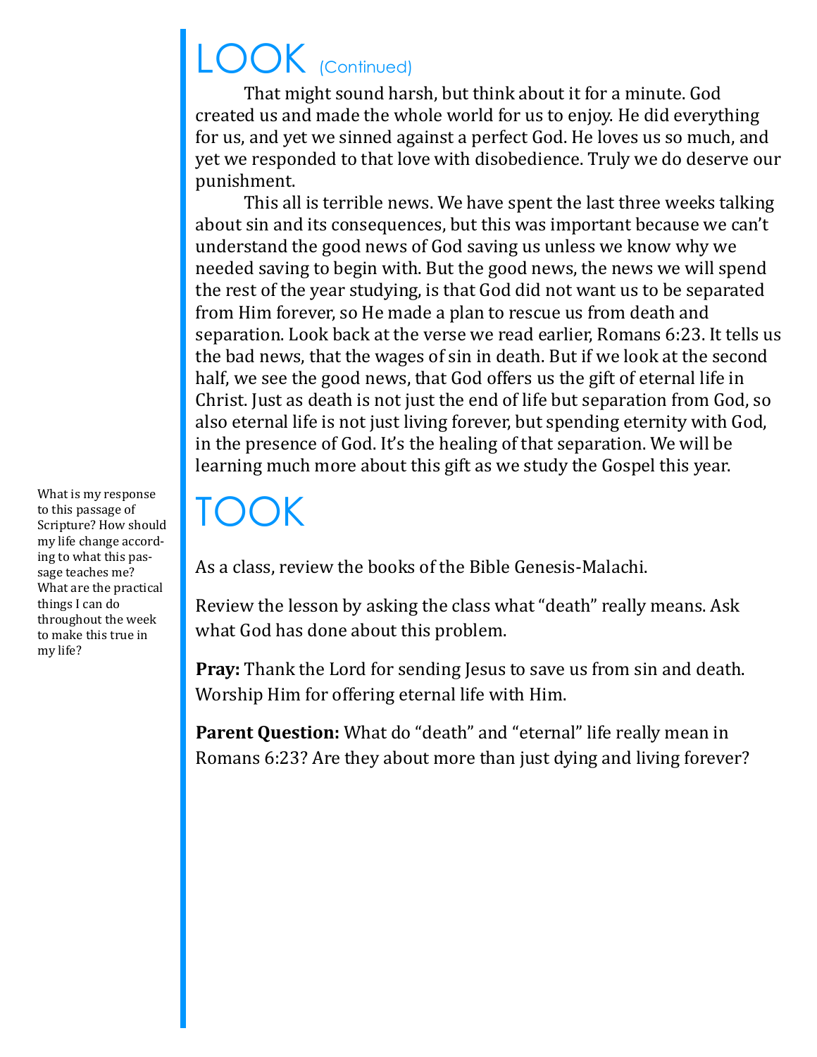# LOOK (Continued)

That might sound harsh, but think about it for a minute. God created us and made the whole world for us to enjoy. He did everything for us, and yet we sinned against a perfect God. He loves us so much, and yet we responded to that love with disobedience. Truly we do deserve our punishment.

This all is terrible news. We have spent the last three weeks talking about sin and its consequences, but this was important because we can't understand the good news of God saving us unless we know why we needed saving to begin with. But the good news, the news we will spend the rest of the year studying, is that God did not want us to be separated from Him forever, so He made a plan to rescue us from death and separation. Look back at the verse we read earlier, Romans 6:23. It tells us the bad news, that the wages of sin in death. But if we look at the second half, we see the good news, that God offers us the gift of eternal life in Christ. Just as death is not just the end of life but separation from God, so also eternal life is not just living forever, but spending eternity with God, in the presence of God. It's the healing of that separation. We will be learning much more about this gift as we study the Gospel this year.

# TOOK

What is my response to this passage of Scripture? How should my life change according to what this passage teaches me? What are the practical things I can do throughout the week to make this true in my life?

As a class, review the books of the Bible Genesis-Malachi.

Review the lesson by asking the class what "death" really means. Ask what God has done about this problem.

**Pray:** Thank the Lord for sending Jesus to save us from sin and death. Worship Him for offering eternal life with Him.

**Parent Question:** What do "death" and "eternal" life really mean in Romans 6:23? Are they about more than just dying and living forever?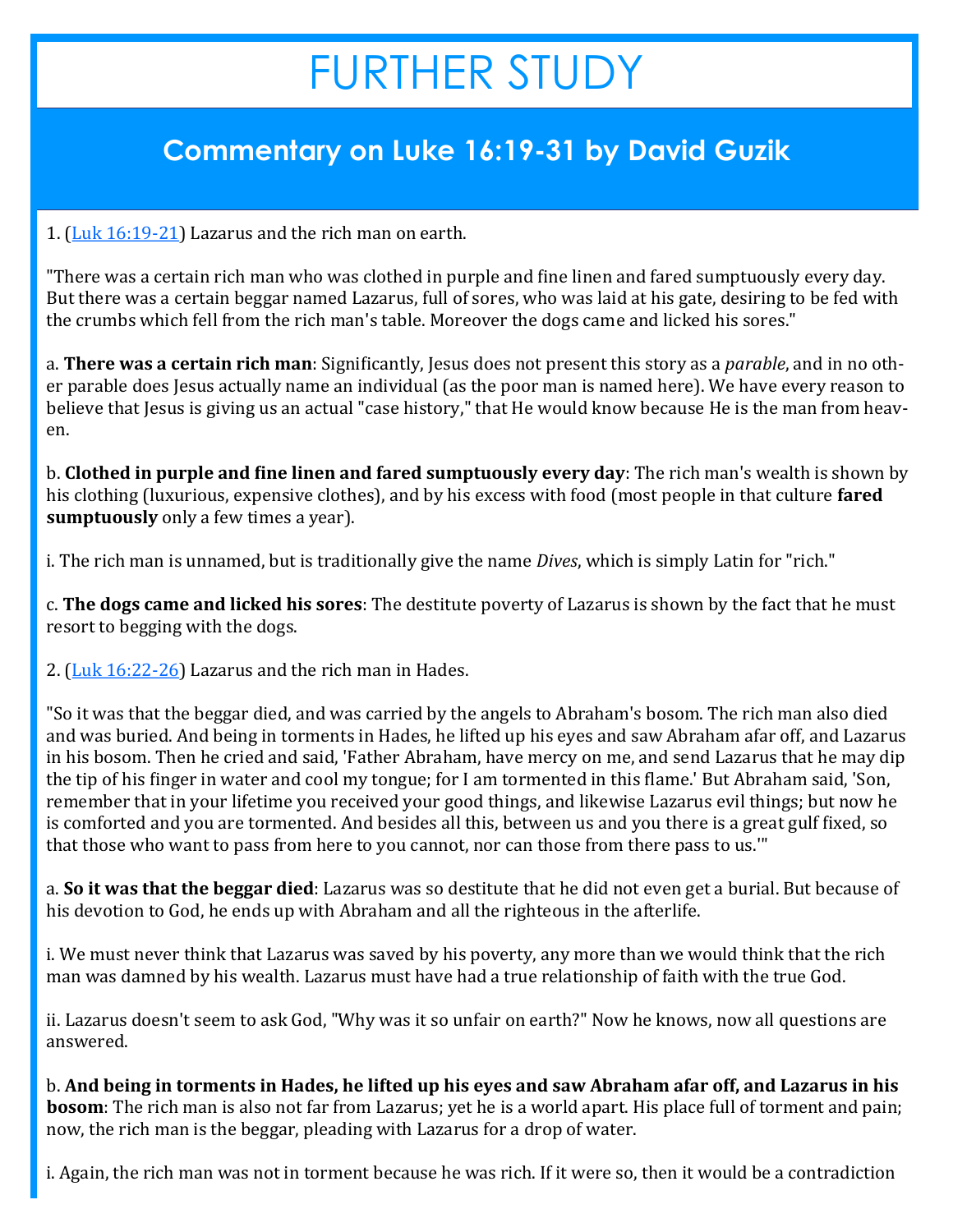# FURTHER STUDY

## Commentary on Luke 16:19-31 by David Guzik

1. ([Luk 16:19-21]) Lazarus and the rich man on earth.

"There was a certain rich man who was clothed in purple and fine linen and fared sumptuously every day. But there was a certain beggar named Lazarus, full of sores, who was laid at his gate, desiring to be fed with the crumbs which fell from the rich man's table. Moreover the dogs came and licked his sores."

a. **There was a certain rich man**: Significantly, Jesus does not present this story as a *parable*, and in no other parable does Jesus actually name an individual (as the poor man is named here). We have every reason to believe that Jesus is giving us an actual "case history," that He would know because He is the man from heaven.

b. **Clothed in purple and fine linen and fared sumptuously every day**: The rich man's wealth is shown by his clothing (luxurious, expensive clothes), and by his excess with food (most people in that culture **fared sumptuously** only a few times a year).

i. The rich man is unnamed, but is traditionally give the name *Dives*, which is simply Latin for "rich."

c. **The dogs came and licked his sores**: The destitute poverty of Lazarus is shown by the fact that he must resort to begging with the dogs.

2. ([Luk 16:22-26]) Lazarus and the rich man in Hades.

"So it was that the beggar died, and was carried by the angels to Abraham's bosom. The rich man also died and was buried. And being in torments in Hades, he lifted up his eyes and saw Abraham afar off, and Lazarus in his bosom. Then he cried and said, 'Father Abraham, have mercy on me, and send Lazarus that he may dip the tip of his finger in water and cool my tongue; for I am tormented in this flame.' But Abraham said, 'Son, remember that in your lifetime you received your good things, and likewise Lazarus evil things; but now he is comforted and you are tormented. And besides all this, between us and you there is a great gulf fixed, so that those who want to pass from here to you cannot, nor can those from there pass to us.'"

a. **So it was that the beggar died**: Lazarus was so destitute that he did not even get a burial. But because of his devotion to God, he ends up with Abraham and all the righteous in the afterlife.

i. We must never think that Lazarus was saved by his poverty, any more than we would think that the rich man was damned by his wealth. Lazarus must have had a true relationship of faith with the true God.

ii. Lazarus doesn't seem to ask God, "Why was it so unfair on earth?" Now he knows, now all questions are answered.

b. **And being in torments in Hades, he lifted up his eyes and saw Abraham afar off, and Lazarus in his bosom**: The rich man is also not far from Lazarus; yet he is a world apart. His place full of torment and pain; now, the rich man is the beggar, pleading with Lazarus for a drop of water.

i. Again, the rich man was not in torment because he was rich. If it were so, then it would be a contradiction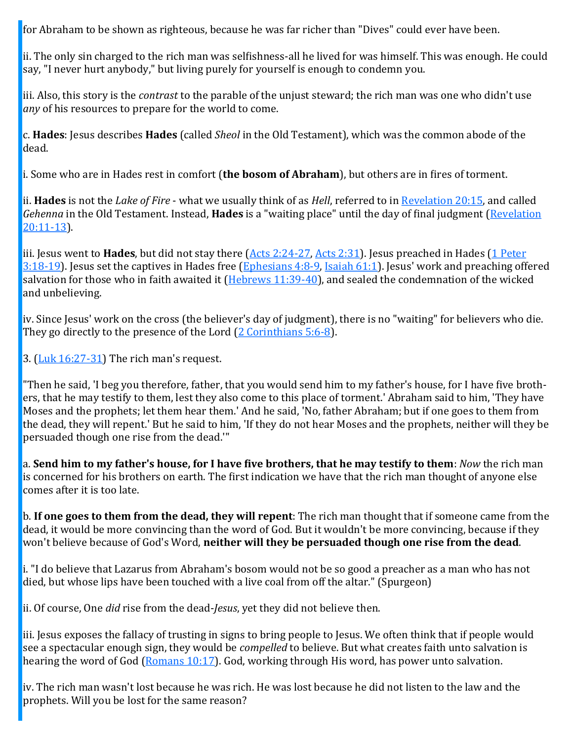for Abraham to be shown as righteous, because he was far richer than "Dives" could ever have been.

ii. The only sin charged to the rich man was selfishness-all he lived for was himself. This was enough. He could say, "I never hurt anybody," but living purely for yourself is enough to condemn you.

iii. Also, this story is the *contrast* to the parable of the unjust steward; the rich man was one who didn't use *any* of his resources to prepare for the world to come.

c. **Hades**: Jesus describes **Hades** (called *Sheol* in the Old Testament), which was the common abode of the dead.

i. Some who are in Hades rest in comfort (**the bosom of Abraham**), but others are in fires of torment.

ii. **Hades** is not the *Lake of Fire* - what we usually think of as *Hell*, referred to in Revelation 20:15, and called *Gehenna* in the Old Testament. Instead, **Hades** is a "waiting place" until the day of final judgment (Revelation 20:11-13).

iii. Jesus went to **Hades**, but did not stay there (Acts 2:24-27, Acts 2:31). Jesus preached in Hades (1 Peter 3:18-19). Jesus set the captives in Hades free (Ephesians 4:8-9, Isaiah 61:1). Jesus' work and preaching offered salvation for those who in faith awaited it (Hebrews 11:39-40), and sealed the condemnation of the wicked and unbelieving.

iv. Since Jesus' work on the cross (the believer's day of judgment), there is no "waiting" for believers who die. They go directly to the presence of the Lord (2 Corinthians 5:6-8).

3. (Luk 16:27-31) The rich man's request.

"Then he said, 'I beg you therefore, father, that you would send him to my father's house, for I have five brothers, that he may testify to them, lest they also come to this place of torment.' Abraham said to him, 'They have Moses and the prophets; let them hear them.' And he said, 'No, father Abraham; but if one goes to them from the dead, they will repent.' But he said to him, 'If they do not hear Moses and the prophets, neither will they be persuaded though one rise from the dead.'"

a. **Send him to my father's house, for I have five brothers, that he may testify to them**: *Now* the rich man is concerned for his brothers on earth. The first indication we have that the rich man thought of anyone else comes after it is too late.

b. **If one goes to them from the dead, they will repent**: The rich man thought that if someone came from the dead, it would be more convincing than the word of God. But it wouldn't be more convincing, because if they won't believe because of God's Word, **neither will they be persuaded though one rise from the dead**.

i. "I do believe that Lazarus from Abraham's bosom would not be so good a preacher as a man who has not died, but whose lips have been touched with a live coal from off the altar." (Spurgeon)

ii. Of course, One *did* rise from the dead-*Jesus*, yet they did not believe then.

iii. Jesus exposes the fallacy of trusting in signs to bring people to Jesus. We often think that if people would see a spectacular enough sign, they would be *compelled* to believe. But what creates faith unto salvation is hearing the word of God (Romans 10:17). God, working through His word, has power unto salvation.

iv. The rich man wasn't lost because he was rich. He was lost because he did not listen to the law and the prophets. Will you be lost for the same reason?